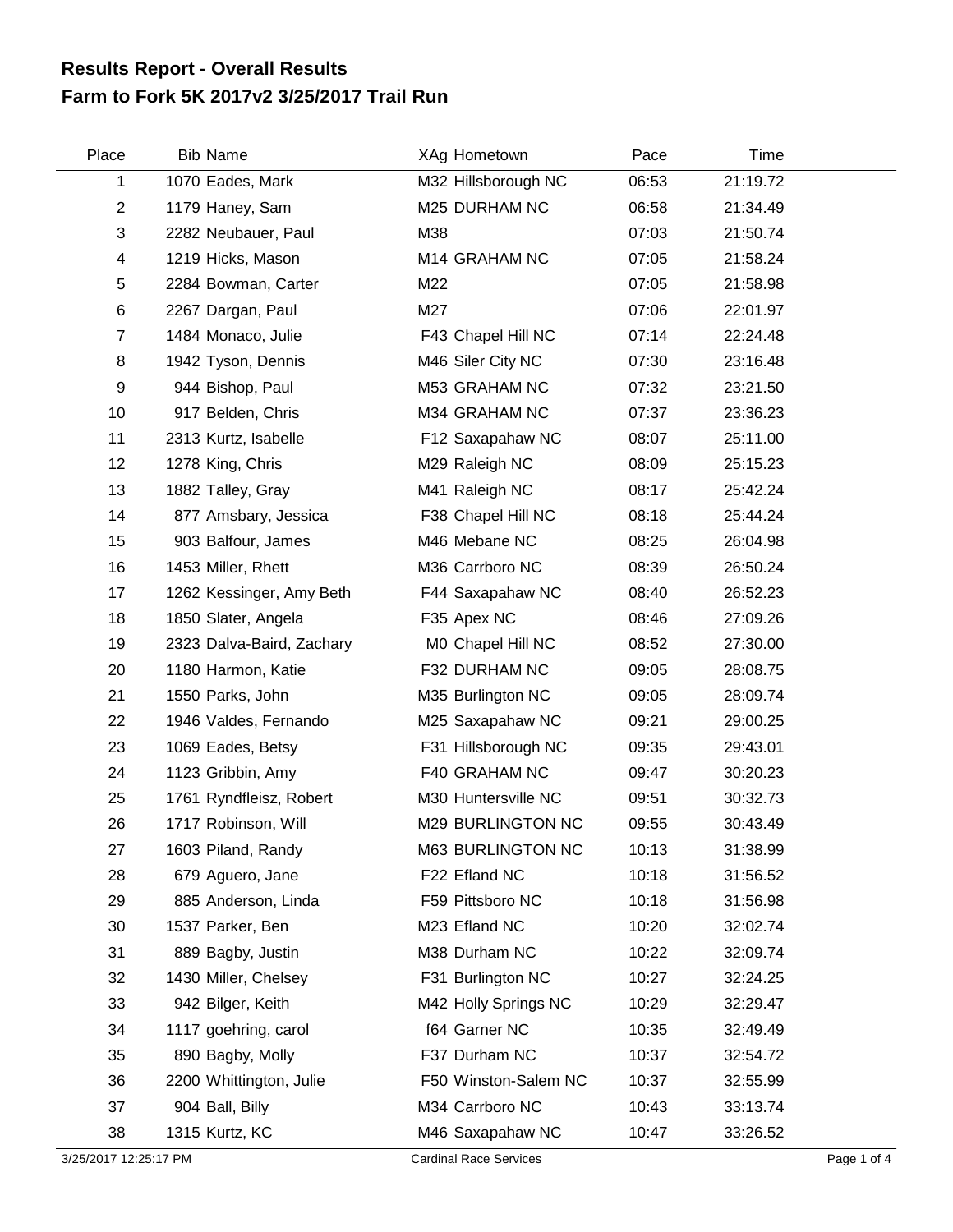# Results Report - Overall Results
## Farm to Fork 5K 2017v2 3/25/2017 Trail Run

| Place | Bib | Name | XAg | Hometown | Pace | Time |
|---|---|---|---|---|---|---|
| 1 | 1070 | Eades, Mark | M32 | Hillsborough NC | 06:53 | 21:19.72 |
| 2 | 1179 | Haney, Sam | M25 | DURHAM NC | 06:58 | 21:34.49 |
| 3 | 2282 | Neubauer, Paul | M38 | | 07:03 | 21:50.74 |
| 4 | 1219 | Hicks, Mason | M14 | GRAHAM NC | 07:05 | 21:58.24 |
| 5 | 2284 | Bowman, Carter | M22 | | 07:05 | 21:58.98 |
| 6 | 2267 | Dargan, Paul | M27 | | 07:06 | 22:01.97 |
| 7 | 1484 | Monaco, Julie | F43 | Chapel Hill NC | 07:14 | 22:24.48 |
| 8 | 1942 | Tyson, Dennis | M46 | Siler City NC | 07:30 | 23:16.48 |
| 9 | 944 | Bishop, Paul | M53 | GRAHAM NC | 07:32 | 23:21.50 |
| 10 | 917 | Belden, Chris | M34 | GRAHAM NC | 07:37 | 23:36.23 |
| 11 | 2313 | Kurtz, Isabelle | F12 | Saxapahaw NC | 08:07 | 25:11.00 |
| 12 | 1278 | King, Chris | M29 | Raleigh NC | 08:09 | 25:15.23 |
| 13 | 1882 | Talley, Gray | M41 | Raleigh NC | 08:17 | 25:42.24 |
| 14 | 877 | Amsbary, Jessica | F38 | Chapel Hill NC | 08:18 | 25:44.24 |
| 15 | 903 | Balfour, James | M46 | Mebane NC | 08:25 | 26:04.98 |
| 16 | 1453 | Miller, Rhett | M36 | Carrboro NC | 08:39 | 26:50.24 |
| 17 | 1262 | Kessinger, Amy Beth | F44 | Saxapahaw NC | 08:40 | 26:52.23 |
| 18 | 1850 | Slater, Angela | F35 | Apex NC | 08:46 | 27:09.26 |
| 19 | 2323 | Dalva-Baird, Zachary | M0 | Chapel Hill NC | 08:52 | 27:30.00 |
| 20 | 1180 | Harmon, Katie | F32 | DURHAM NC | 09:05 | 28:08.75 |
| 21 | 1550 | Parks, John | M35 | Burlington NC | 09:05 | 28:09.74 |
| 22 | 1946 | Valdes, Fernando | M25 | Saxapahaw NC | 09:21 | 29:00.25 |
| 23 | 1069 | Eades, Betsy | F31 | Hillsborough NC | 09:35 | 29:43.01 |
| 24 | 1123 | Gribbin, Amy | F40 | GRAHAM NC | 09:47 | 30:20.23 |
| 25 | 1761 | Ryndfleisz, Robert | M30 | Huntersville NC | 09:51 | 30:32.73 |
| 26 | 1717 | Robinson, Will | M29 | BURLINGTON NC | 09:55 | 30:43.49 |
| 27 | 1603 | Piland, Randy | M63 | BURLINGTON NC | 10:13 | 31:38.99 |
| 28 | 679 | Aguero, Jane | F22 | Efland NC | 10:18 | 31:56.52 |
| 29 | 885 | Anderson, Linda | F59 | Pittsboro NC | 10:18 | 31:56.98 |
| 30 | 1537 | Parker, Ben | M23 | Efland NC | 10:20 | 32:02.74 |
| 31 | 889 | Bagby, Justin | M38 | Durham NC | 10:22 | 32:09.74 |
| 32 | 1430 | Miller, Chelsey | F31 | Burlington NC | 10:27 | 32:24.25 |
| 33 | 942 | Bilger, Keith | M42 | Holly Springs NC | 10:29 | 32:29.47 |
| 34 | 1117 | goehring, carol | f64 | Garner NC | 10:35 | 32:49.49 |
| 35 | 890 | Bagby, Molly | F37 | Durham NC | 10:37 | 32:54.72 |
| 36 | 2200 | Whittington, Julie | F50 | Winston-Salem NC | 10:37 | 32:55.99 |
| 37 | 904 | Ball, Billy | M34 | Carrboro NC | 10:43 | 33:13.74 |
| 38 | 1315 | Kurtz, KC | M46 | Saxapahaw NC | 10:47 | 33:26.52 |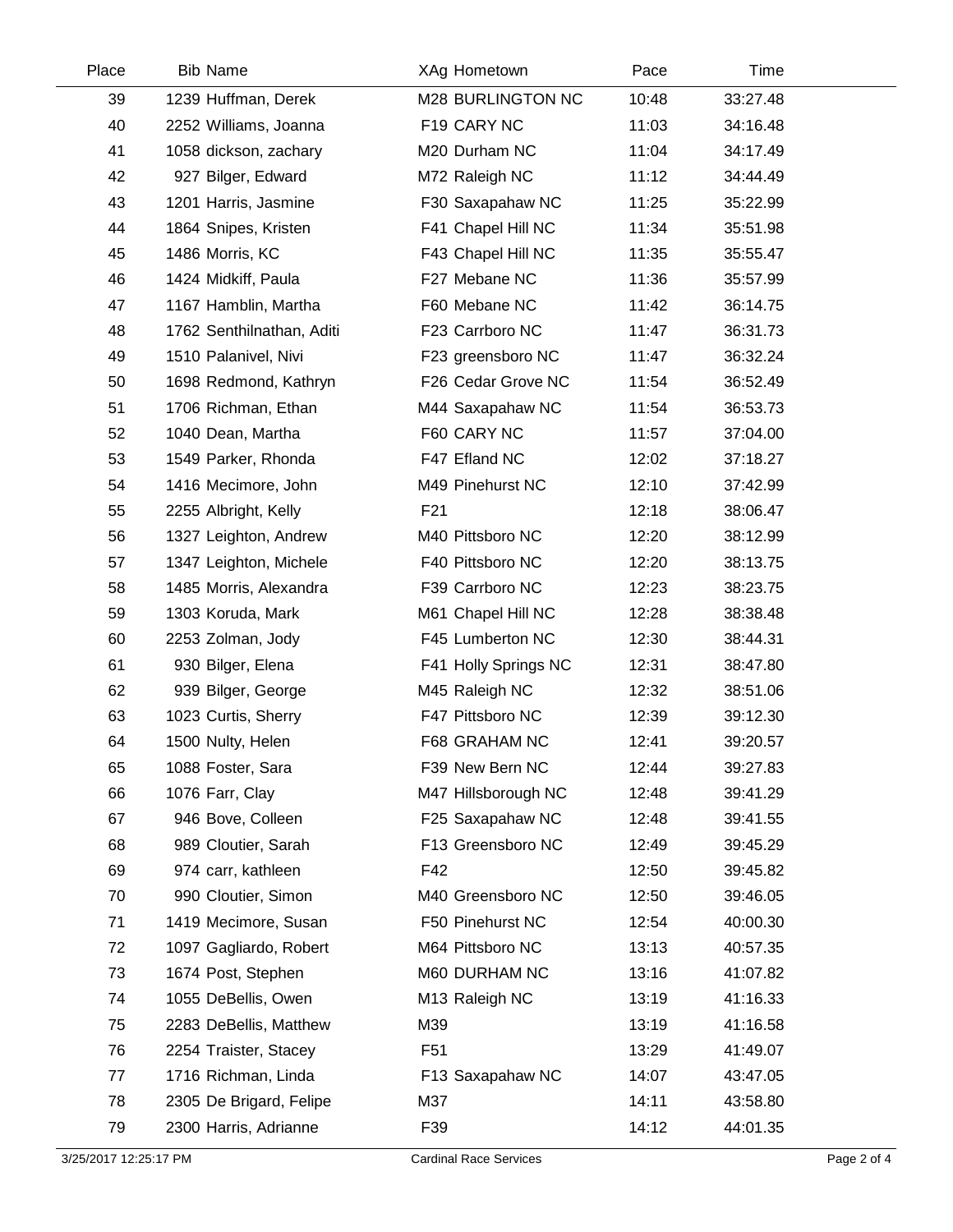| Place | Bib | Name | XAg | Hometown | Pace | Time |
|---|---|---|---|---|---|---|
| 39 | 1239 | Huffman, Derek | M28 | BURLINGTON NC | 10:48 | 33:27.48 |
| 40 | 2252 | Williams, Joanna | F19 | CARY NC | 11:03 | 34:16.48 |
| 41 | 1058 | dickson, zachary | M20 | Durham NC | 11:04 | 34:17.49 |
| 42 | 927 | Bilger, Edward | M72 | Raleigh NC | 11:12 | 34:44.49 |
| 43 | 1201 | Harris, Jasmine | F30 | Saxapahaw NC | 11:25 | 35:22.99 |
| 44 | 1864 | Snipes, Kristen | F41 | Chapel Hill NC | 11:34 | 35:51.98 |
| 45 | 1486 | Morris, KC | F43 | Chapel Hill NC | 11:35 | 35:55.47 |
| 46 | 1424 | Midkiff, Paula | F27 | Mebane NC | 11:36 | 35:57.99 |
| 47 | 1167 | Hamblin, Martha | F60 | Mebane NC | 11:42 | 36:14.75 |
| 48 | 1762 | Senthilnathan, Aditi | F23 | Carrboro NC | 11:47 | 36:31.73 |
| 49 | 1510 | Palanivel, Nivi | F23 | greensboro NC | 11:47 | 36:32.24 |
| 50 | 1698 | Redmond, Kathryn | F26 | Cedar Grove NC | 11:54 | 36:52.49 |
| 51 | 1706 | Richman, Ethan | M44 | Saxapahaw NC | 11:54 | 36:53.73 |
| 52 | 1040 | Dean, Martha | F60 | CARY NC | 11:57 | 37:04.00 |
| 53 | 1549 | Parker, Rhonda | F47 | Efland NC | 12:02 | 37:18.27 |
| 54 | 1416 | Mecimore, John | M49 | Pinehurst NC | 12:10 | 37:42.99 |
| 55 | 2255 | Albright, Kelly | F21 | | 12:18 | 38:06.47 |
| 56 | 1327 | Leighton, Andrew | M40 | Pittsboro NC | 12:20 | 38:12.99 |
| 57 | 1347 | Leighton, Michele | F40 | Pittsboro NC | 12:20 | 38:13.75 |
| 58 | 1485 | Morris, Alexandra | F39 | Carrboro NC | 12:23 | 38:23.75 |
| 59 | 1303 | Koruda, Mark | M61 | Chapel Hill NC | 12:28 | 38:38.48 |
| 60 | 2253 | Zolman, Jody | F45 | Lumberton NC | 12:30 | 38:44.31 |
| 61 | 930 | Bilger, Elena | F41 | Holly Springs NC | 12:31 | 38:47.80 |
| 62 | 939 | Bilger, George | M45 | Raleigh NC | 12:32 | 38:51.06 |
| 63 | 1023 | Curtis, Sherry | F47 | Pittsboro NC | 12:39 | 39:12.30 |
| 64 | 1500 | Nulty, Helen | F68 | GRAHAM NC | 12:41 | 39:20.57 |
| 65 | 1088 | Foster, Sara | F39 | New Bern NC | 12:44 | 39:27.83 |
| 66 | 1076 | Farr, Clay | M47 | Hillsborough NC | 12:48 | 39:41.29 |
| 67 | 946 | Bove, Colleen | F25 | Saxapahaw NC | 12:48 | 39:41.55 |
| 68 | 989 | Cloutier, Sarah | F13 | Greensboro NC | 12:49 | 39:45.29 |
| 69 | 974 | carr, kathleen | F42 | | 12:50 | 39:45.82 |
| 70 | 990 | Cloutier, Simon | M40 | Greensboro NC | 12:50 | 39:46.05 |
| 71 | 1419 | Mecimore, Susan | F50 | Pinehurst NC | 12:54 | 40:00.30 |
| 72 | 1097 | Gagliardo, Robert | M64 | Pittsboro NC | 13:13 | 40:57.35 |
| 73 | 1674 | Post, Stephen | M60 | DURHAM NC | 13:16 | 41:07.82 |
| 74 | 1055 | DeBellis, Owen | M13 | Raleigh NC | 13:19 | 41:16.33 |
| 75 | 2283 | DeBellis, Matthew | M39 | | 13:19 | 41:16.58 |
| 76 | 2254 | Traister, Stacey | F51 | | 13:29 | 41:49.07 |
| 77 | 1716 | Richman, Linda | F13 | Saxapahaw NC | 14:07 | 43:47.05 |
| 78 | 2305 | De Brigard, Felipe | M37 | | 14:11 | 43:58.80 |
| 79 | 2300 | Harris, Adrianne | F39 | | 14:12 | 44:01.35 |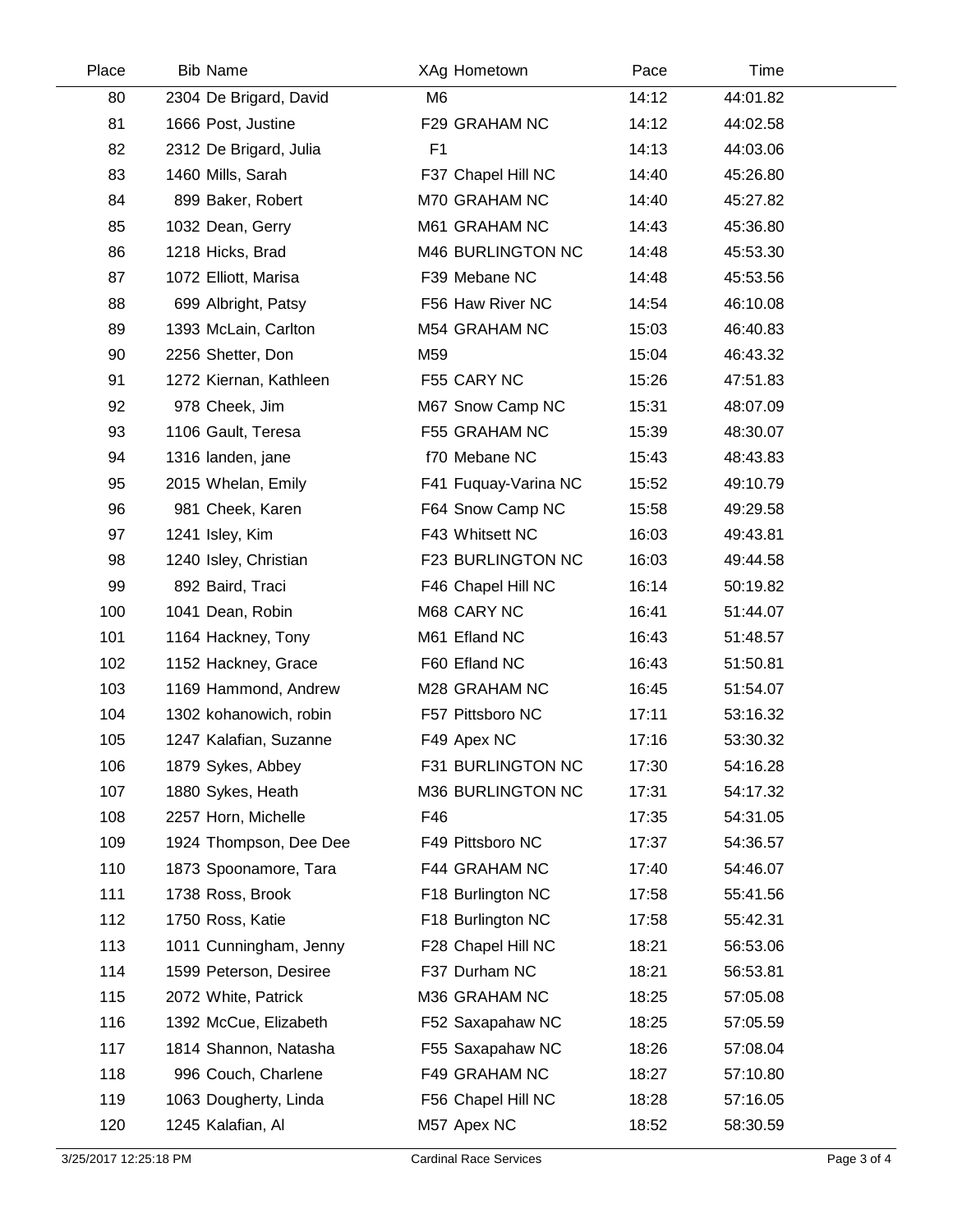| Place | Bib | Name | XAg | Hometown | Pace | Time |
|---|---|---|---|---|---|---|
| 80 | 2304 | De Brigard, David | M6 | | 14:12 | 44:01.82 |
| 81 | 1666 | Post, Justine | F29 | GRAHAM NC | 14:12 | 44:02.58 |
| 82 | 2312 | De Brigard, Julia | F1 | | 14:13 | 44:03.06 |
| 83 | 1460 | Mills, Sarah | F37 | Chapel Hill NC | 14:40 | 45:26.80 |
| 84 | 899 | Baker, Robert | M70 | GRAHAM NC | 14:40 | 45:27.82 |
| 85 | 1032 | Dean, Gerry | M61 | GRAHAM NC | 14:43 | 45:36.80 |
| 86 | 1218 | Hicks, Brad | M46 | BURLINGTON NC | 14:48 | 45:53.30 |
| 87 | 1072 | Elliott, Marisa | F39 | Mebane NC | 14:48 | 45:53.56 |
| 88 | 699 | Albright, Patsy | F56 | Haw River NC | 14:54 | 46:10.08 |
| 89 | 1393 | McLain, Carlton | M54 | GRAHAM NC | 15:03 | 46:40.83 |
| 90 | 2256 | Shetter, Don | M59 | | 15:04 | 46:43.32 |
| 91 | 1272 | Kiernan, Kathleen | F55 | CARY NC | 15:26 | 47:51.83 |
| 92 | 978 | Cheek, Jim | M67 | Snow Camp NC | 15:31 | 48:07.09 |
| 93 | 1106 | Gault, Teresa | F55 | GRAHAM NC | 15:39 | 48:30.07 |
| 94 | 1316 | landen, jane | f70 | Mebane NC | 15:43 | 48:43.83 |
| 95 | 2015 | Whelan, Emily | F41 | Fuquay-Varina NC | 15:52 | 49:10.79 |
| 96 | 981 | Cheek, Karen | F64 | Snow Camp NC | 15:58 | 49:29.58 |
| 97 | 1241 | Isley, Kim | F43 | Whitsett NC | 16:03 | 49:43.81 |
| 98 | 1240 | Isley, Christian | F23 | BURLINGTON NC | 16:03 | 49:44.58 |
| 99 | 892 | Baird, Traci | F46 | Chapel Hill NC | 16:14 | 50:19.82 |
| 100 | 1041 | Dean, Robin | M68 | CARY NC | 16:41 | 51:44.07 |
| 101 | 1164 | Hackney, Tony | M61 | Efland NC | 16:43 | 51:48.57 |
| 102 | 1152 | Hackney, Grace | F60 | Efland NC | 16:43 | 51:50.81 |
| 103 | 1169 | Hammond, Andrew | M28 | GRAHAM NC | 16:45 | 51:54.07 |
| 104 | 1302 | kohanowich, robin | F57 | Pittsboro NC | 17:11 | 53:16.32 |
| 105 | 1247 | Kalafian, Suzanne | F49 | Apex NC | 17:16 | 53:30.32 |
| 106 | 1879 | Sykes, Abbey | F31 | BURLINGTON NC | 17:30 | 54:16.28 |
| 107 | 1880 | Sykes, Heath | M36 | BURLINGTON NC | 17:31 | 54:17.32 |
| 108 | 2257 | Horn, Michelle | F46 | | 17:35 | 54:31.05 |
| 109 | 1924 | Thompson, Dee Dee | F49 | Pittsboro NC | 17:37 | 54:36.57 |
| 110 | 1873 | Spoonamore, Tara | F44 | GRAHAM NC | 17:40 | 54:46.07 |
| 111 | 1738 | Ross, Brook | F18 | Burlington NC | 17:58 | 55:41.56 |
| 112 | 1750 | Ross, Katie | F18 | Burlington NC | 17:58 | 55:42.31 |
| 113 | 1011 | Cunningham, Jenny | F28 | Chapel Hill NC | 18:21 | 56:53.06 |
| 114 | 1599 | Peterson, Desiree | F37 | Durham NC | 18:21 | 56:53.81 |
| 115 | 2072 | White, Patrick | M36 | GRAHAM NC | 18:25 | 57:05.08 |
| 116 | 1392 | McCue, Elizabeth | F52 | Saxapahaw NC | 18:25 | 57:05.59 |
| 117 | 1814 | Shannon, Natasha | F55 | Saxapahaw NC | 18:26 | 57:08.04 |
| 118 | 996 | Couch, Charlene | F49 | GRAHAM NC | 18:27 | 57:10.80 |
| 119 | 1063 | Dougherty, Linda | F56 | Chapel Hill NC | 18:28 | 57:16.05 |
| 120 | 1245 | Kalafian, Al | M57 | Apex NC | 18:52 | 58:30.59 |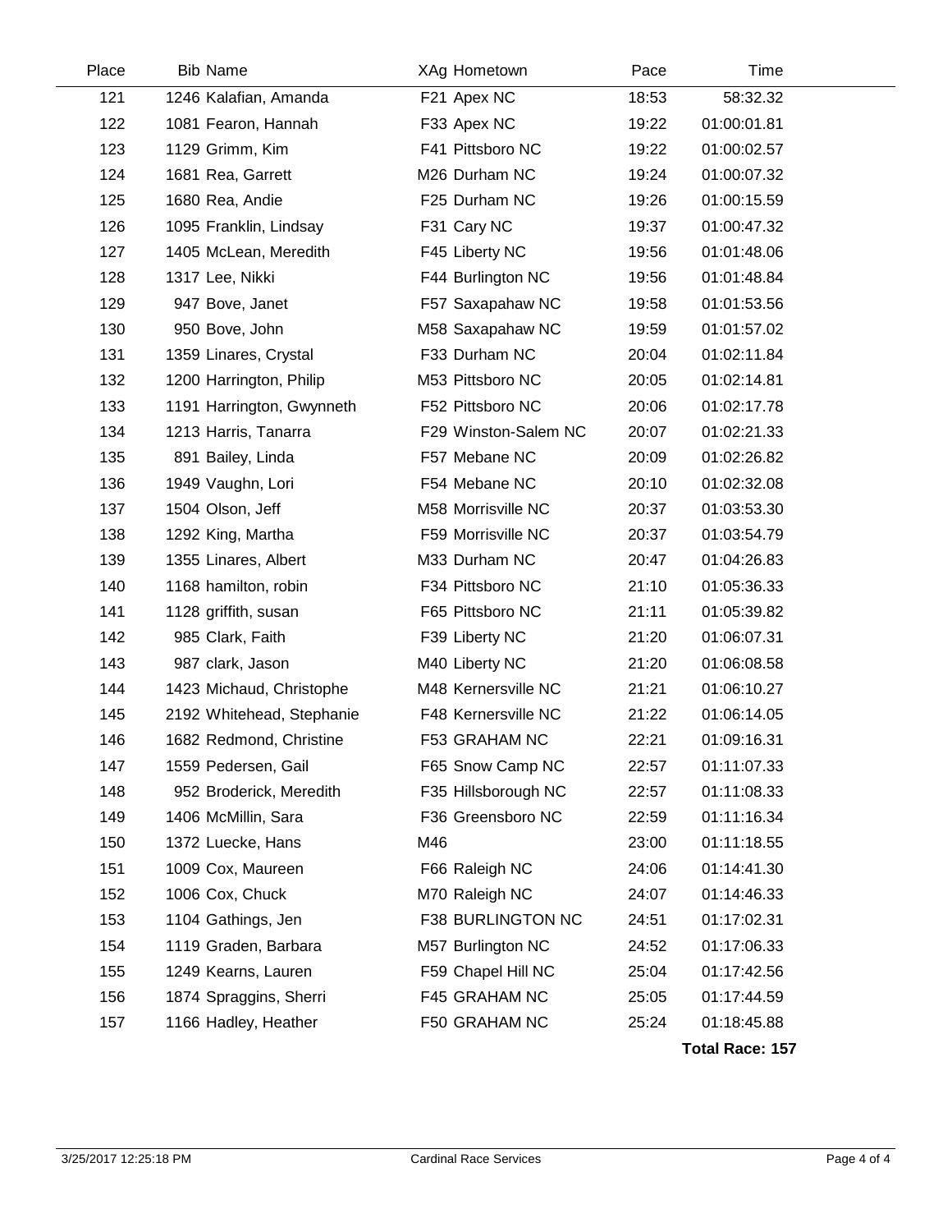| Place | Bib | Name | XAg | Hometown | Pace | Time |
|---|---|---|---|---|---|---|
| 121 | 1246 | Kalafian, Amanda | F21 | Apex NC | 18:53 | 58:32.32 |
| 122 | 1081 | Fearon, Hannah | F33 | Apex NC | 19:22 | 01:00:01.81 |
| 123 | 1129 | Grimm, Kim | F41 | Pittsboro NC | 19:22 | 01:00:02.57 |
| 124 | 1681 | Rea, Garrett | M26 | Durham NC | 19:24 | 01:00:07.32 |
| 125 | 1680 | Rea, Andie | F25 | Durham NC | 19:26 | 01:00:15.59 |
| 126 | 1095 | Franklin, Lindsay | F31 | Cary NC | 19:37 | 01:00:47.32 |
| 127 | 1405 | McLean, Meredith | F45 | Liberty NC | 19:56 | 01:01:48.06 |
| 128 | 1317 | Lee, Nikki | F44 | Burlington NC | 19:56 | 01:01:48.84 |
| 129 | 947 | Bove, Janet | F57 | Saxapahaw NC | 19:58 | 01:01:53.56 |
| 130 | 950 | Bove, John | M58 | Saxapahaw NC | 19:59 | 01:01:57.02 |
| 131 | 1359 | Linares, Crystal | F33 | Durham NC | 20:04 | 01:02:11.84 |
| 132 | 1200 | Harrington, Philip | M53 | Pittsboro NC | 20:05 | 01:02:14.81 |
| 133 | 1191 | Harrington, Gwynneth | F52 | Pittsboro NC | 20:06 | 01:02:17.78 |
| 134 | 1213 | Harris, Tanarra | F29 | Winston-Salem NC | 20:07 | 01:02:21.33 |
| 135 | 891 | Bailey, Linda | F57 | Mebane NC | 20:09 | 01:02:26.82 |
| 136 | 1949 | Vaughn, Lori | F54 | Mebane NC | 20:10 | 01:02:32.08 |
| 137 | 1504 | Olson, Jeff | M58 | Morrisville NC | 20:37 | 01:03:53.30 |
| 138 | 1292 | King, Martha | F59 | Morrisville NC | 20:37 | 01:03:54.79 |
| 139 | 1355 | Linares, Albert | M33 | Durham NC | 20:47 | 01:04:26.83 |
| 140 | 1168 | hamilton, robin | F34 | Pittsboro NC | 21:10 | 01:05:36.33 |
| 141 | 1128 | griffith, susan | F65 | Pittsboro NC | 21:11 | 01:05:39.82 |
| 142 | 985 | Clark, Faith | F39 | Liberty NC | 21:20 | 01:06:07.31 |
| 143 | 987 | clark, Jason | M40 | Liberty NC | 21:20 | 01:06:08.58 |
| 144 | 1423 | Michaud, Christophe | M48 | Kernersville NC | 21:21 | 01:06:10.27 |
| 145 | 2192 | Whitehead, Stephanie | F48 | Kernersville NC | 21:22 | 01:06:14.05 |
| 146 | 1682 | Redmond, Christine | F53 | GRAHAM NC | 22:21 | 01:09:16.31 |
| 147 | 1559 | Pedersen, Gail | F65 | Snow Camp NC | 22:57 | 01:11:07.33 |
| 148 | 952 | Broderick, Meredith | F35 | Hillsborough NC | 22:57 | 01:11:08.33 |
| 149 | 1406 | McMillin, Sara | F36 | Greensboro NC | 22:59 | 01:11:16.34 |
| 150 | 1372 | Luecke, Hans | M46 | | 23:00 | 01:11:18.55 |
| 151 | 1009 | Cox, Maureen | F66 | Raleigh NC | 24:06 | 01:14:41.30 |
| 152 | 1006 | Cox, Chuck | M70 | Raleigh NC | 24:07 | 01:14:46.33 |
| 153 | 1104 | Gathings, Jen | F38 | BURLINGTON NC | 24:51 | 01:17:02.31 |
| 154 | 1119 | Graden, Barbara | M57 | Burlington NC | 24:52 | 01:17:06.33 |
| 155 | 1249 | Kearns, Lauren | F59 | Chapel Hill NC | 25:04 | 01:17:42.56 |
| 156 | 1874 | Spraggins, Sherri | F45 | GRAHAM NC | 25:05 | 01:17:44.59 |
| 157 | 1166 | Hadley, Heather | F50 | GRAHAM NC | 25:24 | 01:18:45.88 |

**Total Race: 157**

3/25/2017 12:25:18 PM

Cardinal Race Services